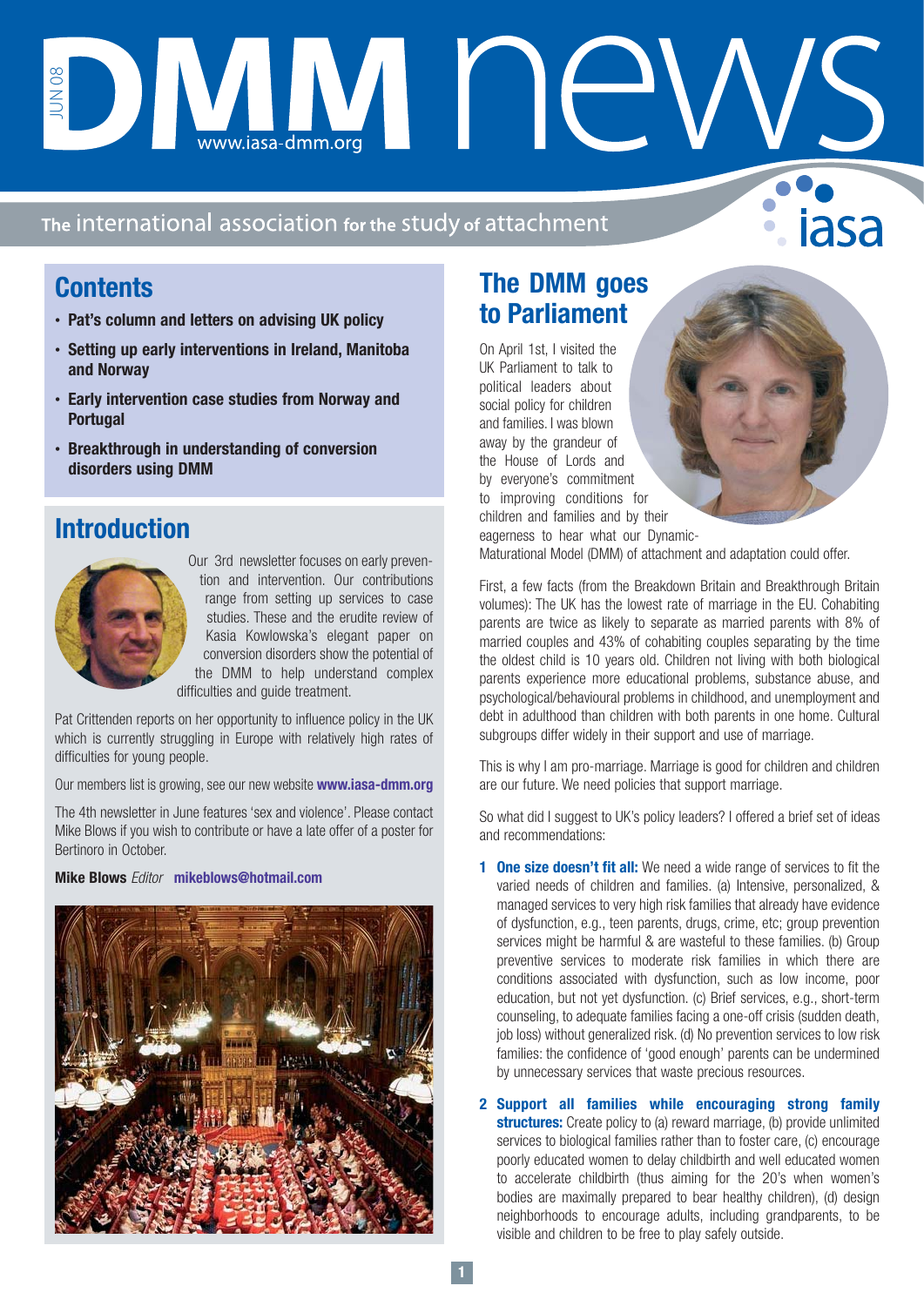# DMM news

JUN 08

www.iasa-dmm.org

The international association for the study of attachment

iasa

## Contents

- **Pat's column and letters on advising UK policy**
- **Setting up early interventions in Ireland, Manitoba and Norway**
- **Early intervention case studies from Norway and Portugal**
- **Breakthrough in understanding of conversion disorders using DMM**

## Introduction

Our 3rd newsletter focuses on early prevention and intervention. Our contributions range from setting up services to case studies. These and the erudite review of Kasia Kowlowska's elegant paper on conversion disorders show the potential of the DMM to help understand complex difficulties and guide treatment.

Pat Crittenden reports on her opportunity to influence policy in the UK which is currently struggling in Europe with relatively high rates of difficulties for young people.

Our members list is growing, see our new website **www.iasa-dmm.org**

The 4th newsletter in June features 'sex and violence'. Please contact Mike Blows if you wish to contribute or have a late offer of a poster for Bertinoro in October.

**Mike Blows** *Editor* **mikeblows@hotmail.com**

## The DMM goes to Parliament

On April 1st, I visited the UK Parliament to talk to political leaders about social policy for children and families. I was blown away by the grandeur of the House of Lords and by everyone's commitment to improving conditions for children and families and by their eagerness to hear what our Dynamic-Maturational Model (DMM) of attachment and adaptation could offer.

First, a few facts (from the Breakdown Britain and Breakthrough Britain volumes): The UK has the lowest rate of marriage in the EU. Cohabiting parents are twice as likely to separate as married parents with 8% of married couples and 43% of cohabiting couples separating by the time the oldest child is 10 years old. Children not living with both biological parents experience more educational problems, substance abuse, and psychological/behavioural problems in childhood, and unemployment and debt in adulthood than children with both parents in one home. Cultural subgroups differ widely in their support and use of marriage.

This is why I am pro-marriage. Marriage is good for children and children are our future. We need policies that support marriage.

So what did I suggest to UK's policy leaders? I offered a brief set of ideas and recommendations:

1. **One size doesn't fit all:** We need a wide range of services to fit the varied needs of children and families. (a) Intensive, personalized, & managed services to very high risk families that already have evidence of dysfunction, e.g., teen parents, drugs, crime, etc; group prevention services might be harmful & are wasteful to these families. (b) Group preventive services to moderate risk families in which there are conditions associated with dysfunction, such as low income, poor education, but not yet dysfunction. (c) Brief services, e.g., short-term counseling, to adequate families facing a one-off crisis (sudden death, job loss) without generalized risk. (d) No prevention services to low risk families: the confidence of 'good enough' parents can be undermined by unnecessary services that waste precious resources.

2. **Support all families while encouraging strong family structures:** Create policy to (a) reward marriage, (b) provide unlimited services to biological families rather than to foster care, (c) encourage poorly educated women to delay childbirth and well educated women to accelerate childbirth (thus aiming for the 20's when women's bodies are maximally prepared to bear healthy children), (d) design neighborhoods to encourage adults, including grandparents, to be visible and children to be free to play safely outside.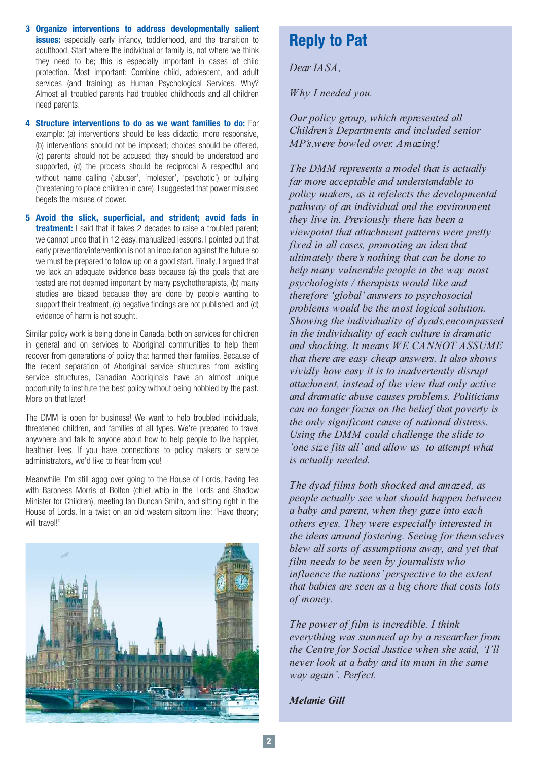3. **Organize interventions to address developmentally salient issues:** especially early infancy, toddlerhood, and the transition to adulthood. Start where the individual or family is, not where we think they need to be; this is especially important in cases of child protection. Most important: Combine child, adolescent, and adult services (and training) as Human Psychological Services. Why? Almost all troubled parents had troubled childhoods and all children need parents.

4. **Structure interventions to do as we want families to do:** For example: (a) interventions should be less didactic, more responsive, (b) interventions should not be imposed; choices should be offered, (c) parents should not be accused; they should be understood and supported, (d) the process should be reciprocal & respectful and without name calling ('abuser', 'molester', 'psychotic') or bullying (threatening to place children in care). I suggested that power misused begets the misuse of power.

5. **Avoid the slick, superficial, and strident; avoid fads in treatment:** I said that it takes 2 decades to raise a troubled parent; we cannot undo that in 12 easy, manualized lessons. I pointed out that early prevention/intervention is not an inoculation against the future so we must be prepared to follow up on a good start. Finally, I argued that we lack an adequate evidence base because (a) the goals that are tested are not deemed important by many psychotherapists, (b) many studies are biased because they are done by people wanting to support their treatment, (c) negative findings are not published, and (d) evidence of harm is not sought.

Similar policy work is being done in Canada, both on services for children in general and on services to Aboriginal communities to help them recover from generations of policy that harmed their families. Because of the recent separation of Aboriginal service structures from existing service structures, Canadian Aboriginals have an almost unique opportunity to institute the best policy without being hobbled by the past. More on that later!

The DMM is open for business! We want to help troubled individuals, threatened children, and families of all types. We're prepared to travel anywhere and talk to anyone about how to help people to live happier, healthier lives. If you have connections to policy makers or service administrators, we'd like to hear from you!

Meanwhile, I'm still agog over going to the House of Lords, having tea with Baroness Morris of Bolton (chief whip in the Lords and Shadow Minister for Children), meeting Ian Duncan Smith, and sitting right in the House of Lords. In a twist on an old western sitcom line: "Have theory; will travel!"

## Reply to Pat

*Dear IASA,*

*Why I needed you.*

*Our policy group, which represented all Children's Departments and included senior MP's,were bowled over. Amazing!*

*The DMM represents a model that is actually far more acceptable and understandable to policy makers, as it refelects the developmental pathway of an individual and the environment they live in. Previously there has been a viewpoint that attachment patterns were pretty fixed in all cases, promoting an idea that ultimately there's nothing that can be done to help many vulnerable people in the way most psychologists / therapists would like and therefore 'global' answers to psychosocial problems would be the most logical solution. Showing the individuality of dyads,encompassed in the individuality of each culture is dramatic and shocking. It means WE CANNOT ASSUME that there are easy cheap answers. It also shows vividly how easy it is to inadvertently disrupt attachment, instead of the view that only active and dramatic abuse causes problems. Politicians can no longer focus on the belief that poverty is the only significant cause of national distress. Using the DMM could challenge the slide to 'one size fits all' and allow us to attempt what is actually needed.*

*The dyad films both shocked and amazed, as people actually see what should happen between a baby and parent, when they gaze into each others eyes. They were especially interested in the ideas around fostering. Seeing for themselves blew all sorts of assumptions away, and yet that film needs to be seen by journalists who influence the nations' perspective to the extent that babies are seen as a big chore that costs lots of money.*

*The power of film is incredible. I think everything was summed up by a researcher from the Centre for Social Justice when she said, 'I'll never look at a baby and its mum in the same way again'. Perfect.*

***Melanie Gill***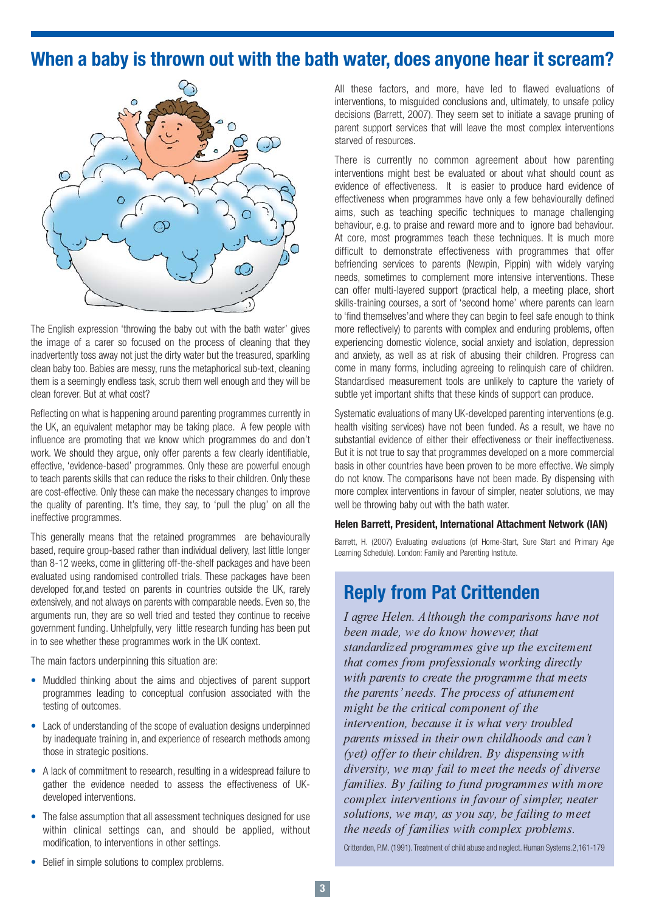## When a baby is thrown out with the bath water, does anyone hear it scream?

The English expression 'throwing the baby out with the bath water' gives the image of a carer so focused on the process of cleaning that they inadvertently toss away not just the dirty water but the treasured, sparkling clean baby too. Babies are messy, runs the metaphorical sub-text, cleaning them is a seemingly endless task, scrub them well enough and they will be clean forever. But at what cost?

Reflecting on what is happening around parenting programmes currently in the UK, an equivalent metaphor may be taking place. A few people with influence are promoting that we know which programmes do and don't work. We should they argue, only offer parents a few clearly identifiable, effective, 'evidence-based' programmes. Only these are powerful enough to teach parents skills that can reduce the risks to their children. Only these are cost-effective. Only these can make the necessary changes to improve the quality of parenting. It's time, they say, to 'pull the plug' on all the ineffective programmes.

This generally means that the retained programmes are behaviourally based, require group-based rather than individual delivery, last little longer than 8-12 weeks, come in glittering off-the-shelf packages and have been evaluated using randomised controlled trials. These packages have been developed for,and tested on parents in countries outside the UK, rarely extensively, and not always on parents with comparable needs. Even so, the arguments run, they are so well tried and tested they continue to receive government funding. Unhelpfully, very little research funding has been put in to see whether these programmes work in the UK context.

The main factors underpinning this situation are:

- Muddled thinking about the aims and objectives of parent support programmes leading to conceptual confusion associated with the testing of outcomes.
- Lack of understanding of the scope of evaluation designs underpinned by inadequate training in, and experience of research methods among those in strategic positions.
- A lack of commitment to research, resulting in a widespread failure to gather the evidence needed to assess the effectiveness of UK-developed interventions.
- The false assumption that all assessment techniques designed for use within clinical settings can, and should be applied, without modification, to interventions in other settings.
- Belief in simple solutions to complex problems.

All these factors, and more, have led to flawed evaluations of interventions, to misguided conclusions and, ultimately, to unsafe policy decisions (Barrett, 2007). They seem set to initiate a savage pruning of parent support services that will leave the most complex interventions starved of resources.

There is currently no common agreement about how parenting interventions might best be evaluated or about what should count as evidence of effectiveness. It is easier to produce hard evidence of effectiveness when programmes have only a few behaviourally defined aims, such as teaching specific techniques to manage challenging behaviour, e.g. to praise and reward more and to ignore bad behaviour. At core, most programmes teach these techniques. It is much more difficult to demonstrate effectiveness with programmes that offer befriending services to parents (Newpin, Pippin) with widely varying needs, sometimes to complement more intensive interventions. These can offer multi-layered support (practical help, a meeting place, short skills-training courses, a sort of 'second home' where parents can learn to 'find themselves'and where they can begin to feel safe enough to think more reflectively) to parents with complex and enduring problems, often experiencing domestic violence, social anxiety and isolation, depression and anxiety, as well as at risk of abusing their children. Progress can come in many forms, including agreeing to relinquish care of children. Standardised measurement tools are unlikely to capture the variety of subtle yet important shifts that these kinds of support can produce.

Systematic evaluations of many UK-developed parenting interventions (e.g. health visiting services) have not been funded. As a result, we have no substantial evidence of either their effectiveness or their ineffectiveness. But it is not true to say that programmes developed on a more commercial basis in other countries have been proven to be more effective. We simply do not know. The comparisons have not been made. By dispensing with more complex interventions in favour of simpler, neater solutions, we may well be throwing baby out with the bath water.

**Helen Barrett, President, International Attachment Network (IAN)**

Barrett, H. (2007) Evaluating evaluations (of Home-Start, Sure Start and Primary Age Learning Schedule). London: Family and Parenting Institute.

## Reply from Pat Crittenden

*I agree Helen. Although the comparisons have not been made, we do know however, that standardized programmes give up the excitement that comes from professionals working directly with parents to create the programme that meets the parents' needs. The process of attunement might be the critical component of the intervention, because it is what very troubled parents missed in their own childhoods and can't (yet) offer to their children. By dispensing with diversity, we may fail to meet the needs of diverse families. By failing to fund programmes with more complex interventions in favour of simpler, neater solutions, we may, as you say, be failing to meet the needs of families with complex problems.*

Crittenden, P.M. (1991). Treatment of child abuse and neglect. Human Systems.2,161-179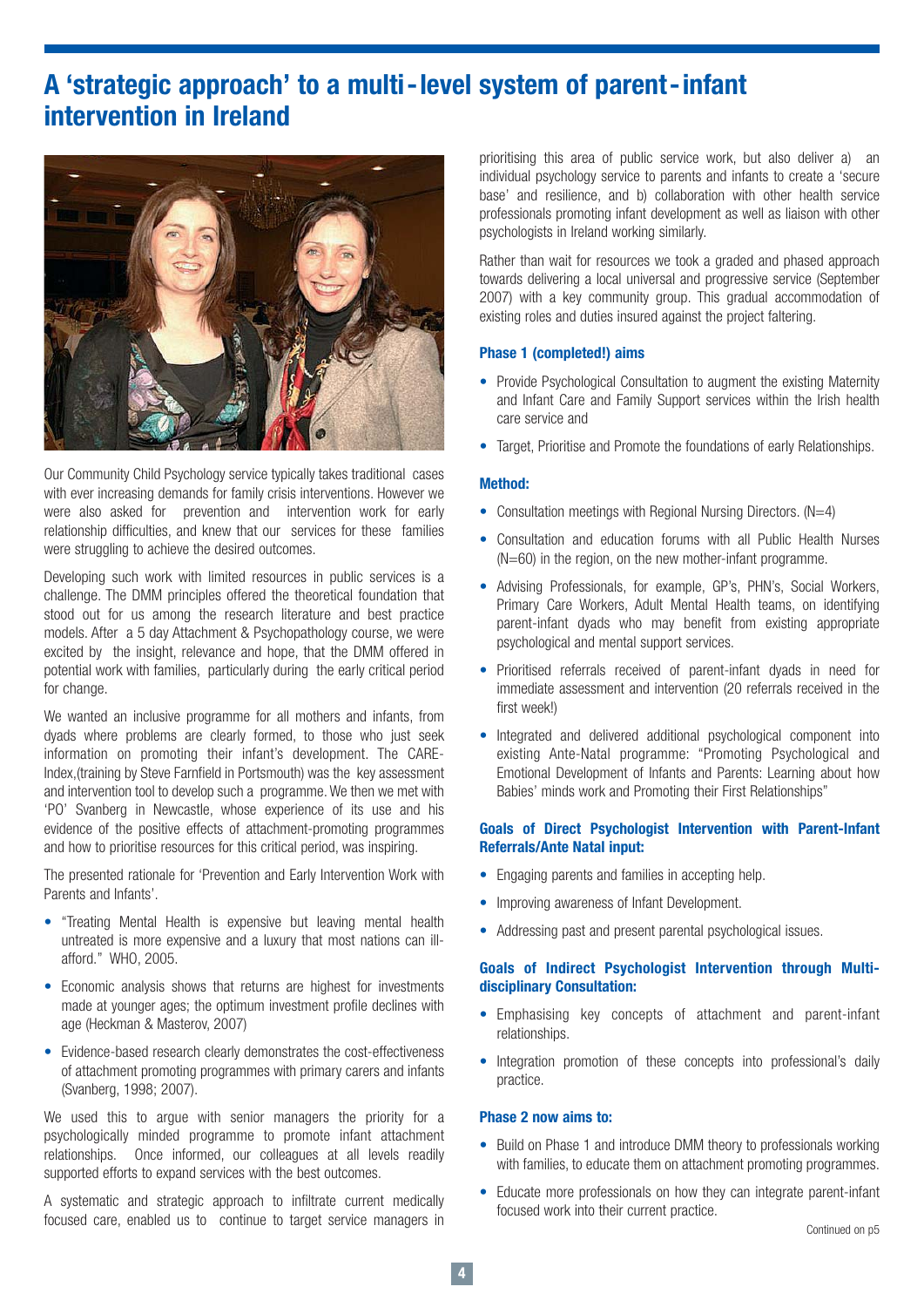# A 'strategic approach' to a multi-level system of parent-infant intervention in Ireland

Our Community Child Psychology service typically takes traditional cases with ever increasing demands for family crisis interventions. However we were also asked for prevention and intervention work for early relationship difficulties, and knew that our services for these families were struggling to achieve the desired outcomes.

Developing such work with limited resources in public services is a challenge. The DMM principles offered the theoretical foundation that stood out for us among the research literature and best practice models. After a 5 day Attachment & Psychopathology course, we were excited by the insight, relevance and hope, that the DMM offered in potential work with families, particularly during the early critical period for change.

We wanted an inclusive programme for all mothers and infants, from dyads where problems are clearly formed, to those who just seek information on promoting their infant's development. The CARE-Index,(training by Steve Farnfield in Portsmouth) was the key assessment and intervention tool to develop such a programme. We then we met with 'PO' Svanberg in Newcastle, whose experience of its use and his evidence of the positive effects of attachment-promoting programmes and how to prioritise resources for this critical period, was inspiring.

The presented rationale for 'Prevention and Early Intervention Work with Parents and Infants'.

- "Treating Mental Health is expensive but leaving mental health untreated is more expensive and a luxury that most nations can ill-afford." WHO, 2005.
- Economic analysis shows that returns are highest for investments made at younger ages; the optimum investment profile declines with age (Heckman & Masterov, 2007)
- Evidence-based research clearly demonstrates the cost-effectiveness of attachment promoting programmes with primary carers and infants (Svanberg, 1998; 2007).

We used this to argue with senior managers the priority for a psychologically minded programme to promote infant attachment relationships. Once informed, our colleagues at all levels readily supported efforts to expand services with the best outcomes.

A systematic and strategic approach to infiltrate current medically focused care, enabled us to continue to target service managers in prioritising this area of public service work, but also deliver a) an individual psychology service to parents and infants to create a 'secure base' and resilience, and b) collaboration with other health service professionals promoting infant development as well as liaison with other psychologists in Ireland working similarly.

Rather than wait for resources we took a graded and phased approach towards delivering a local universal and progressive service (September 2007) with a key community group. This gradual accommodation of existing roles and duties insured against the project faltering.

### Phase 1 (completed!) aims

- Provide Psychological Consultation to augment the existing Maternity and Infant Care and Family Support services within the Irish health care service and
- Target, Prioritise and Promote the foundations of early Relationships.

### Method:

- Consultation meetings with Regional Nursing Directors. (N=4)
- Consultation and education forums with all Public Health Nurses (N=60) in the region, on the new mother-infant programme.
- Advising Professionals, for example, GP's, PHN's, Social Workers, Primary Care Workers, Adult Mental Health teams, on identifying parent-infant dyads who may benefit from existing appropriate psychological and mental support services.
- Prioritised referrals received of parent-infant dyads in need for immediate assessment and intervention (20 referrals received in the first week!)
- Integrated and delivered additional psychological component into existing Ante-Natal programme: "Promoting Psychological and Emotional Development of Infants and Parents: Learning about how Babies' minds work and Promoting their First Relationships"

### Goals of Direct Psychologist Intervention with Parent-Infant Referrals/Ante Natal input:

- Engaging parents and families in accepting help.
- Improving awareness of Infant Development.
- Addressing past and present parental psychological issues.

### Goals of Indirect Psychologist Intervention through Multi-disciplinary Consultation:

- Emphasising key concepts of attachment and parent-infant relationships.
- Integration promotion of these concepts into professional's daily practice.

### Phase 2 now aims to:

- Build on Phase 1 and introduce DMM theory to professionals working with families, to educate them on attachment promoting programmes.
- Educate more professionals on how they can integrate parent-infant focused work into their current practice.

Continued on p5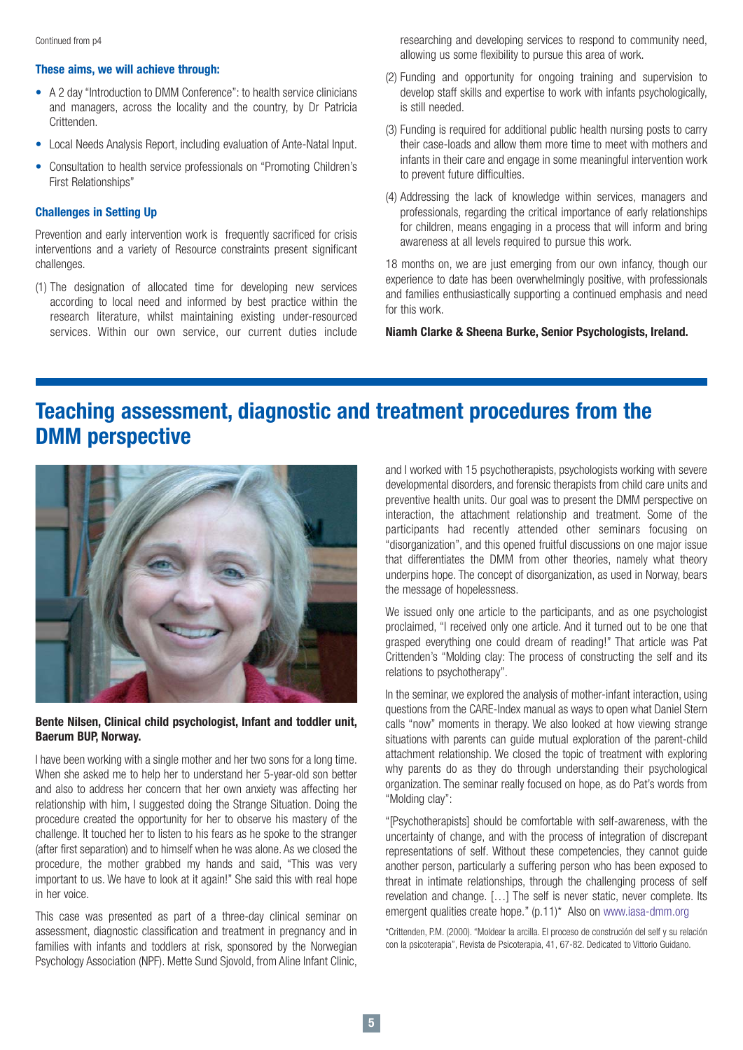Continued from p4

**These aims, we will achieve through:**

- A 2 day "Introduction to DMM Conference": to health service clinicians and managers, across the locality and the country, by Dr Patricia Crittenden.
- Local Needs Analysis Report, including evaluation of Ante-Natal Input.
- Consultation to health service professionals on "Promoting Children's First Relationships"

**Challenges in Setting Up**

Prevention and early intervention work is frequently sacrificed for crisis interventions and a variety of Resource constraints present significant challenges.

(1) The designation of allocated time for developing new services according to local need and informed by best practice within the research literature, whilst maintaining existing under-resourced services. Within our own service, our current duties include researching and developing services to respond to community need, allowing us some flexibility to pursue this area of work.

(2) Funding and opportunity for ongoing training and supervision to develop staff skills and expertise to work with infants psychologically, is still needed.

(3) Funding is required for additional public health nursing posts to carry their case-loads and allow them more time to meet with mothers and infants in their care and engage in some meaningful intervention work to prevent future difficulties.

(4) Addressing the lack of knowledge within services, managers and professionals, regarding the critical importance of early relationships for children, means engaging in a process that will inform and bring awareness at all levels required to pursue this work.

18 months on, we are just emerging from our own infancy, though our experience to date has been overwhelmingly positive, with professionals and families enthusiastically supporting a continued emphasis and need for this work.

**Niamh Clarke & Sheena Burke, Senior Psychologists, Ireland.**

# Teaching assessment, diagnostic and treatment procedures from the DMM perspective

**Bente Nilsen, Clinical child psychologist, Infant and toddler unit, Baerum BUP, Norway.**

I have been working with a single mother and her two sons for a long time. When she asked me to help her to understand her 5-year-old son better and also to address her concern that her own anxiety was affecting her relationship with him, I suggested doing the Strange Situation. Doing the procedure created the opportunity for her to observe his mastery of the challenge. It touched her to listen to his fears as he spoke to the stranger (after first separation) and to himself when he was alone. As we closed the procedure, the mother grabbed my hands and said, "This was very important to us. We have to look at it again!" She said this with real hope in her voice.

This case was presented as part of a three-day clinical seminar on assessment, diagnostic classification and treatment in pregnancy and in families with infants and toddlers at risk, sponsored by the Norwegian Psychology Association (NPF). Mette Sund Sjovold, from Aline Infant Clinic, and I worked with 15 psychotherapists, psychologists working with severe developmental disorders, and forensic therapists from child care units and preventive health units. Our goal was to present the DMM perspective on interaction, the attachment relationship and treatment. Some of the participants had recently attended other seminars focusing on "disorganization", and this opened fruitful discussions on one major issue that differentiates the DMM from other theories, namely what theory underpins hope. The concept of disorganization, as used in Norway, bears the message of hopelessness.

We issued only one article to the participants, and as one psychologist proclaimed, "I received only one article. And it turned out to be one that grasped everything one could dream of reading!" That article was Pat Crittenden's "Molding clay: The process of constructing the self and its relations to psychotherapy".

In the seminar, we explored the analysis of mother-infant interaction, using questions from the CARE-Index manual as ways to open what Daniel Stern calls "now" moments in therapy. We also looked at how viewing strange situations with parents can guide mutual exploration of the parent-child attachment relationship. We closed the topic of treatment with exploring why parents do as they do through understanding their psychological organization. The seminar really focused on hope, as do Pat's words from "Molding clay":

"[Psychotherapists] should be comfortable with self-awareness, with the uncertainty of change, and with the process of integration of discrepant representations of self. Without these competencies, they cannot guide another person, particularly a suffering person who has been exposed to threat in intimate relationships, through the challenging process of self revelation and change. […] The self is never static, never complete. Its emergent qualities create hope." (p.11)* Also on www.iasa-dmm.org

*Crittenden, P.M. (2000). "Moldear la arcilla. El proceso de construción del self y su relación con la psicoterapia", Revista de Psicoterapia, 41, 67-82. Dedicated to Vittorio Guidano.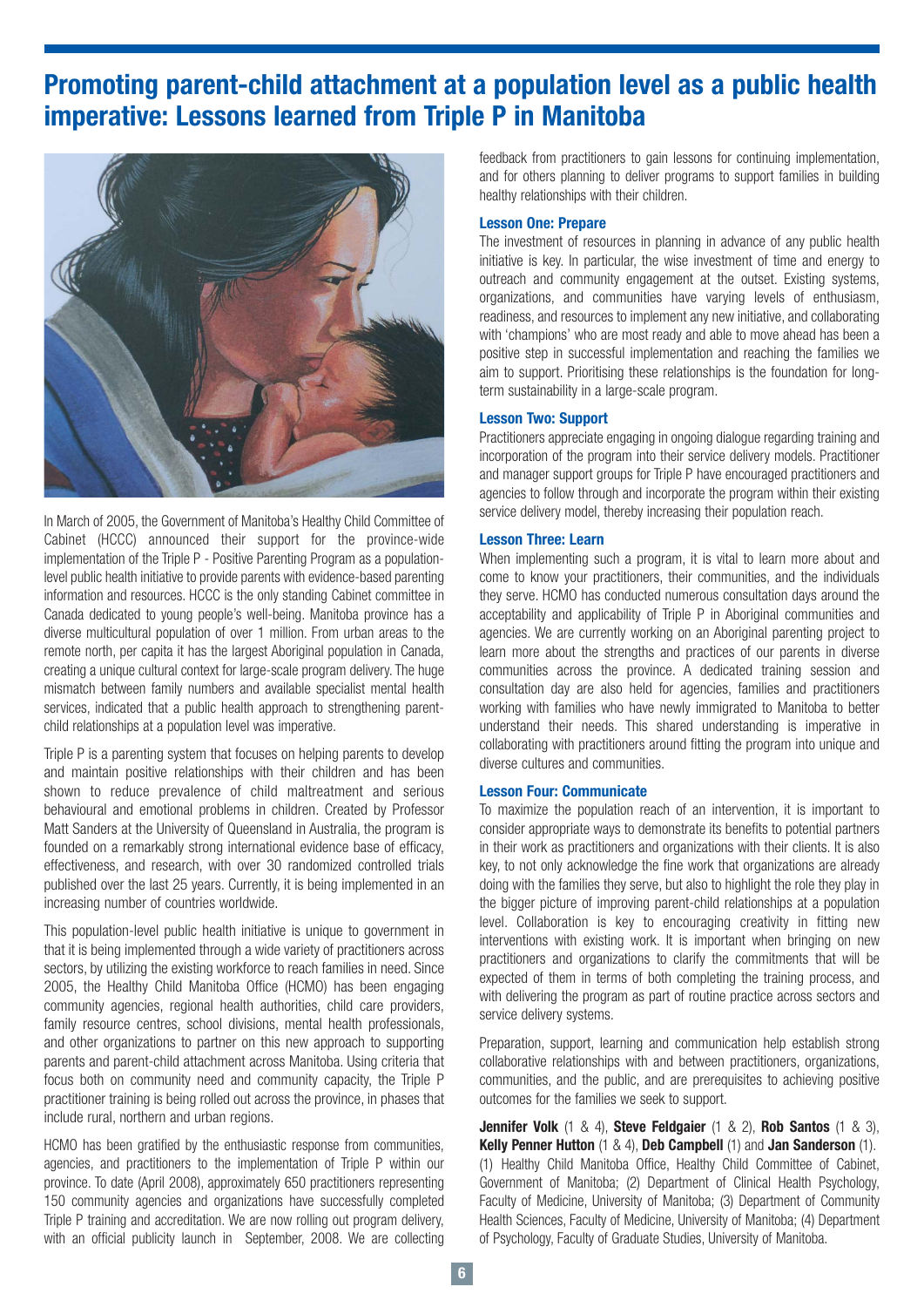# Promoting parent-child attachment at a population level as a public health imperative: Lessons learned from Triple P in Manitoba

In March of 2005, the Government of Manitoba's Healthy Child Committee of Cabinet (HCCC) announced their support for the province-wide implementation of the Triple P - Positive Parenting Program as a population-level public health initiative to provide parents with evidence-based parenting information and resources. HCCC is the only standing Cabinet committee in Canada dedicated to young people's well-being. Manitoba province has a diverse multicultural population of over 1 million. From urban areas to the remote north, per capita it has the largest Aboriginal population in Canada, creating a unique cultural context for large-scale program delivery. The huge mismatch between family numbers and available specialist mental health services, indicated that a public health approach to strengthening parent-child relationships at a population level was imperative.

Triple P is a parenting system that focuses on helping parents to develop and maintain positive relationships with their children and has been shown to reduce prevalence of child maltreatment and serious behavioural and emotional problems in children. Created by Professor Matt Sanders at the University of Queensland in Australia, the program is founded on a remarkably strong international evidence base of efficacy, effectiveness, and research, with over 30 randomized controlled trials published over the last 25 years. Currently, it is being implemented in an increasing number of countries worldwide.

This population-level public health initiative is unique to government in that it is being implemented through a wide variety of practitioners across sectors, by utilizing the existing workforce to reach families in need. Since 2005, the Healthy Child Manitoba Office (HCMO) has been engaging community agencies, regional health authorities, child care providers, family resource centres, school divisions, mental health professionals, and other organizations to partner on this new approach to supporting parents and parent-child attachment across Manitoba. Using criteria that focus both on community need and community capacity, the Triple P practitioner training is being rolled out across the province, in phases that include rural, northern and urban regions.

HCMO has been gratified by the enthusiastic response from communities, agencies, and practitioners to the implementation of Triple P within our province. To date (April 2008), approximately 650 practitioners representing 150 community agencies and organizations have successfully completed Triple P training and accreditation. We are now rolling out program delivery, with an official publicity launch in September, 2008. We are collecting feedback from practitioners to gain lessons for continuing implementation, and for others planning to deliver programs to support families in building healthy relationships with their children.

### Lesson One: Prepare

The investment of resources in planning in advance of any public health initiative is key. In particular, the wise investment of time and energy to outreach and community engagement at the outset. Existing systems, organizations, and communities have varying levels of enthusiasm, readiness, and resources to implement any new initiative, and collaborating with 'champions' who are most ready and able to move ahead has been a positive step in successful implementation and reaching the families we aim to support. Prioritising these relationships is the foundation for long-term sustainability in a large-scale program.

### Lesson Two: Support

Practitioners appreciate engaging in ongoing dialogue regarding training and incorporation of the program into their service delivery models. Practitioner and manager support groups for Triple P have encouraged practitioners and agencies to follow through and incorporate the program within their existing service delivery model, thereby increasing their population reach.

### Lesson Three: Learn

When implementing such a program, it is vital to learn more about and come to know your practitioners, their communities, and the individuals they serve. HCMO has conducted numerous consultation days around the acceptability and applicability of Triple P in Aboriginal communities and agencies. We are currently working on an Aboriginal parenting project to learn more about the strengths and practices of our parents in diverse communities across the province. A dedicated training session and consultation day are also held for agencies, families and practitioners working with families who have newly immigrated to Manitoba to better understand their needs. This shared understanding is imperative in collaborating with practitioners around fitting the program into unique and diverse cultures and communities.

### Lesson Four: Communicate

To maximize the population reach of an intervention, it is important to consider appropriate ways to demonstrate its benefits to potential partners in their work as practitioners and organizations with their clients. It is also key, to not only acknowledge the fine work that organizations are already doing with the families they serve, but also to highlight the role they play in the bigger picture of improving parent-child relationships at a population level. Collaboration is key to encouraging creativity in fitting new interventions with existing work. It is important when bringing on new practitioners and organizations to clarify the commitments that will be expected of them in terms of both completing the training process, and with delivering the program as part of routine practice across sectors and service delivery systems.

Preparation, support, learning and communication help establish strong collaborative relationships with and between practitioners, organizations, communities, and the public, and are prerequisites to achieving positive outcomes for the families we seek to support.

**Jennifer Volk** (1 & 4), **Steve Feldgaier** (1 & 2), **Rob Santos** (1 & 3), **Kelly Penner Hutton** (1 & 4), **Deb Campbell** (1) and **Jan Sanderson** (1).
(1) Healthy Child Manitoba Office, Healthy Child Committee of Cabinet, Government of Manitoba; (2) Department of Clinical Health Psychology, Faculty of Medicine, University of Manitoba; (3) Department of Community Health Sciences, Faculty of Medicine, University of Manitoba; (4) Department of Psychology, Faculty of Graduate Studies, University of Manitoba.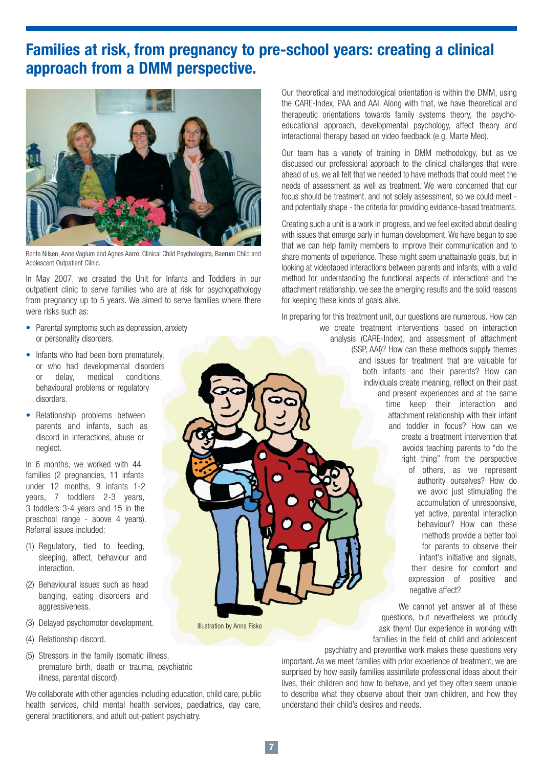# Families at risk, from pregnancy to pre-school years: creating a clinical approach from a DMM perspective.

Bente Nilsen, Anne Vaglum and Agnes Aarre, Clinical Child Psychologists, Baerum Child and Adolescent Outpatient Clinic.

In May 2007, we created the Unit for Infants and Toddlers in our outpatient clinic to serve families who are at risk for psychopathology from pregnancy up to 5 years. We aimed to serve families where there were risks such as:

- Parental symptoms such as depression, anxiety or personality disorders.
- Infants who had been born prematurely, or who had developmental disorders or delay, medical conditions, behavioural problems or regulatory disorders.
- Relationship problems between parents and infants, such as discord in interactions, abuse or neglect.

In 6 months, we worked with 44 families (2 pregnancies, 11 infants under 12 months, 9 infants 1-2 years, 7 toddlers 2-3 years, 3 toddlers 3-4 years and 15 in the preschool range - above 4 years). Referral issues included:

(1) Regulatory, tied to feeding, sleeping, affect, behaviour and interaction.

(2) Behavioural issues such as head banging, eating disorders and aggressiveness.

(3) Delayed psychomotor development.

(4) Relationship discord.

(5) Stressors in the family (somatic illness, premature birth, death or trauma, psychiatric illness, parental discord).

We collaborate with other agencies including education, child care, public health services, child mental health services, paediatrics, day care, general practitioners, and adult out-patient psychiatry.

Illustration by Anna Fiske

Our theoretical and methodological orientation is within the DMM, using the CARE-Index, PAA and AAI. Along with that, we have theoretical and therapeutic orientations towards family systems theory, the psycho-educational approach, developmental psychology, affect theory and interactional therapy based on video feedback (e.g. Marte Meo).

Our team has a variety of training in DMM methodology, but as we discussed our professional approach to the clinical challenges that were ahead of us, we all felt that we needed to have methods that could meet the needs of assessment as well as treatment. We were concerned that our focus should be treatment, and not solely assessment, so we could meet - and potentially shape - the criteria for providing evidence-based treatments.

Creating such a unit is a work in progress, and we feel excited about dealing with issues that emerge early in human development. We have begun to see that we can help family members to improve their communication and to share moments of experience. These might seem unattainable goals, but in looking at videotaped interactions between parents and infants, with a valid method for understanding the functional aspects of interactions and the attachment relationship, we see the emerging results and the solid reasons for keeping these kinds of goals alive.

In preparing for this treatment unit, our questions are numerous. How can we create treatment interventions based on interaction analysis (CARE-Index), and assessment of attachment (SSP, AAI)? How can these methods supply themes and issues for treatment that are valuable for both infants and their parents? How can individuals create meaning, reflect on their past and present experiences and at the same time keep their interaction and attachment relationship with their infant and toddler in focus? How can we create a treatment intervention that avoids teaching parents to "do the right thing" from the perspective of others, as we represent authority ourselves? How do we avoid just stimulating the accumulation of unresponsive, yet active, parental interaction behaviour? How can these methods provide a better tool for parents to observe their infant's initiative and signals, their desire for comfort and expression of positive and negative affect?

We cannot yet answer all of these questions, but nevertheless we proudly ask them! Our experience in working with families in the field of child and adolescent psychiatry and preventive work makes these questions very important. As we meet families with prior experience of treatment, we are surprised by how easily families assimilate professional ideas about their lives, their children and how to behave, and yet they often seem unable to describe what they observe about their own children, and how they understand their child's desires and needs.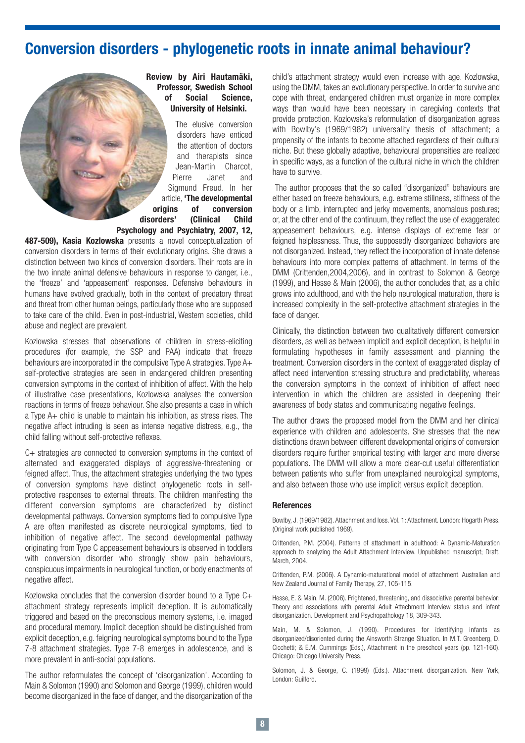# Conversion disorders - phylogenetic roots in innate animal behaviour?

**Review by Airi Hautamäki, Professor, Swedish School of Social Science, University of Helsinki.**

The elusive conversion disorders have enticed the attention of doctors and therapists since Jean-Martin Charcot, Pierre Janet and Sigmund Freud. In her article, **'The developmental origins of conversion disorders' (Clinical Child Psychology and Psychiatry, 2007, 12, 487-509), Kasia Kozlowska** presents a novel conceptualization of conversion disorders in terms of their evolutionary origins. She draws a distinction between two kinds of conversion disorders. Their roots are in the two innate animal defensive behaviours in response to danger, i.e., the 'freeze' and 'appeasement' responses. Defensive behaviours in humans have evolved gradually, both in the context of predatory threat and threat from other human beings, particularly those who are supposed to take care of the child. Even in post-industrial, Western societies, child abuse and neglect are prevalent.

Kozlowska stresses that observations of children in stress-eliciting procedures (for example, the SSP and PAA) indicate that freeze behaviours are incorporated in the compulsive Type A strategies. Type A+ self-protective strategies are seen in endangered children presenting conversion symptoms in the context of inhibition of affect. With the help of illustrative case presentations, Kozlowska analyses the conversion reactions in terms of freeze behaviour. She also presents a case in which a Type A+ child is unable to maintain his inhibition, as stress rises. The negative affect intruding is seen as intense negative distress, e.g., the child falling without self-protective reflexes.

C+ strategies are connected to conversion symptoms in the context of alternated and exaggerated displays of aggressive-threatening or feigned affect. Thus, the attachment strategies underlying the two types of conversion symptoms have distinct phylogenetic roots in self-protective responses to external threats. The children manifesting the different conversion symptoms are characterized by distinct developmental pathways. Conversion symptoms tied to compulsive Type A are often manifested as discrete neurological symptoms, tied to inhibition of negative affect. The second developmental pathway originating from Type C appeasement behaviours is observed in toddlers with conversion disorder who strongly show pain behaviours, conspicuous impairments in neurological function, or body enactments of negative affect.

Kozlowska concludes that the conversion disorder bound to a Type C+ attachment strategy represents implicit deception. It is automatically triggered and based on the preconscious memory systems, i.e. imaged and procedural memory. Implicit deception should be distinguished from explicit deception, e.g. feigning neurological symptoms bound to the Type 7-8 attachment strategies. Type 7-8 emerges in adolescence, and is more prevalent in anti-social populations.

The author reformulates the concept of 'disorganization'. According to Main & Solomon (1990) and Solomon and George (1999), children would become disorganized in the face of danger, and the disorganization of the child's attachment strategy would even increase with age. Kozlowska, using the DMM, takes an evolutionary perspective. In order to survive and cope with threat, endangered children must organize in more complex ways than would have been necessary in caregiving contexts that provide protection. Kozlowska's reformulation of disorganization agrees with Bowlby's (1969/1982) universality thesis of attachment; a propensity of the infants to become attached regardless of their cultural niche. But these globally adaptive, behavioural propensities are realized in specific ways, as a function of the cultural niche in which the children have to survive.

The author proposes that the so called "disorganized" behaviours are either based on freeze behaviours, e.g. extreme stillness, stiffness of the body or a limb, interrupted and jerky movements, anomalous postures; or, at the other end of the continuum, they reflect the use of exaggerated appeasement behaviours, e.g. intense displays of extreme fear or feigned helplessness. Thus, the supposedly disorganized behaviors are not disorganized. Instead, they reflect the incorporation of innate defense behaviours into more complex patterns of attachment. In terms of the DMM (Crittenden,2004,2006), and in contrast to Solomon & George (1999), and Hesse & Main (2006), the author concludes that, as a child grows into adulthood, and with the help neurological maturation, there is increased complexity in the self-protective attachment strategies in the face of danger.

Clinically, the distinction between two qualitatively different conversion disorders, as well as between implicit and explicit deception, is helpful in formulating hypotheses in family assessment and planning the treatment. Conversion disorders in the context of exaggerated display of affect need intervention stressing structure and predictability, whereas the conversion symptoms in the context of inhibition of affect need intervention in which the children are assisted in deepening their awareness of body states and communicating negative feelings.

The author draws the proposed model from the DMM and her clinical experience with children and adolescents. She stresses that the new distinctions drawn between different developmental origins of conversion disorders require further empirical testing with larger and more diverse populations. The DMM will allow a more clear-cut useful differentiation between patients who suffer from unexplained neurological symptoms, and also between those who use implicit versus explicit deception.

### References

Bowlby, J. (1969/1982). Attachment and loss. Vol. 1: Attachment. London: Hogarth Press. (Original work published 1969).

Crittenden, P.M. (2004). Patterns of attachment in adulthood: A Dynamic-Maturation approach to analyzing the Adult Attachment Interview. Unpublished manuscript; Draft, March, 2004.

Crittenden, P.M. (2006). A Dynamic-maturational model of attachment. Australian and New Zealand Journal of Family Therapy, 27, 105-115.

Hesse, E. & Main, M. (2006). Frightened, threatening, and dissociative parental behavior: Theory and associations with parental Adult Attachment Interview status and infant disorganization. Development and Psychopathology 18, 309-343.

Main, M. & Solomon, J. (1990). Procedures for identifying infants as disorganized/disoriented during the Ainsworth Strange Situation. In M.T. Greenberg, D. Cicchetti; & E.M. Cummings (Eds.), Attachment in the preschool years (pp. 121-160). Chicago: Chicago University Press.

Solomon, J. & George, C. (1999) (Eds.). Attachment disorganization. New York, London: Guilford.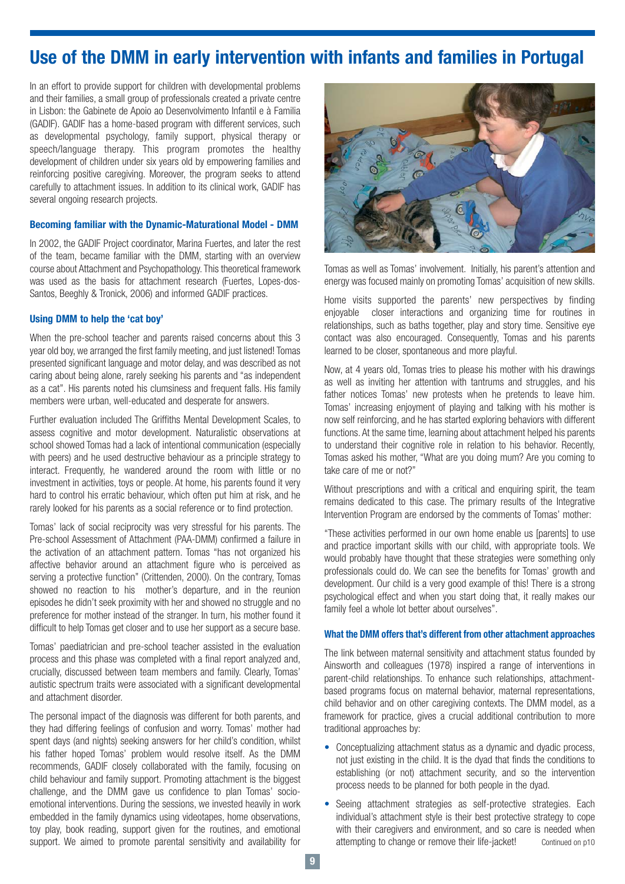# Use of the DMM in early intervention with infants and families in Portugal

In an effort to provide support for children with developmental problems and their families, a small group of professionals created a private centre in Lisbon: the Gabinete de Apoio ao Desenvolvimento Infantil e à Família (GADIF). GADIF has a home-based program with different services, such as developmental psychology, family support, physical therapy or speech/language therapy. This program promotes the healthy development of children under six years old by empowering families and reinforcing positive caregiving. Moreover, the program seeks to attend carefully to attachment issues. In addition to its clinical work, GADIF has several ongoing research projects.

### Becoming familiar with the Dynamic-Maturational Model - DMM

In 2002, the GADIF Project coordinator, Marina Fuertes, and later the rest of the team, became familiar with the DMM, starting with an overview course about Attachment and Psychopathology. This theoretical framework was used as the basis for attachment research (Fuertes, Lopes-dos-Santos, Beeghly & Tronick, 2006) and informed GADIF practices.

### Using DMM to help the 'cat boy'

When the pre-school teacher and parents raised concerns about this 3 year old boy, we arranged the first family meeting, and just listened! Tomas presented significant language and motor delay, and was described as not caring about being alone, rarely seeking his parents and "as independent as a cat". His parents noted his clumsiness and frequent falls. His family members were urban, well-educated and desperate for answers.

Further evaluation included The Griffiths Mental Development Scales, to assess cognitive and motor development. Naturalistic observations at school showed Tomas had a lack of intentional communication (especially with peers) and he used destructive behaviour as a principle strategy to interact. Frequently, he wandered around the room with little or no investment in activities, toys or people. At home, his parents found it very hard to control his erratic behaviour, which often put him at risk, and he rarely looked for his parents as a social reference or to find protection.

Tomas' lack of social reciprocity was very stressful for his parents. The Pre-school Assessment of Attachment (PAA-DMM) confirmed a failure in the activation of an attachment pattern. Tomas "has not organized his affective behavior around an attachment figure who is perceived as serving a protective function" (Crittenden, 2000). On the contrary, Tomas showed no reaction to his mother's departure, and in the reunion episodes he didn't seek proximity with her and showed no struggle and no preference for mother instead of the stranger. In turn, his mother found it difficult to help Tomas get closer and to use her support as a secure base.

Tomas' paediatrician and pre-school teacher assisted in the evaluation process and this phase was completed with a final report analyzed and, crucially, discussed between team members and family. Clearly, Tomas' autistic spectrum traits were associated with a significant developmental and attachment disorder.

The personal impact of the diagnosis was different for both parents, and they had differing feelings of confusion and worry. Tomas' mother had spent days (and nights) seeking answers for her child's condition, whilst his father hoped Tomas' problem would resolve itself. As the DMM recommends, GADIF closely collaborated with the family, focusing on child behaviour and family support. Promoting attachment is the biggest challenge, and the DMM gave us confidence to plan Tomas' socio-emotional interventions. During the sessions, we invested heavily in work embedded in the family dynamics using videotapes, home observations, toy play, book reading, support given for the routines, and emotional support. We aimed to promote parental sensitivity and availability for Tomas as well as Tomas' involvement. Initially, his parent's attention and energy was focused mainly on promoting Tomas' acquisition of new skills.

Home visits supported the parents' new perspectives by finding enjoyable closer interactions and organizing time for routines in relationships, such as baths together, play and story time. Sensitive eye contact was also encouraged. Consequently, Tomas and his parents learned to be closer, spontaneous and more playful.

Now, at 4 years old, Tomas tries to please his mother with his drawings as well as inviting her attention with tantrums and struggles, and his father notices Tomas' new protests when he pretends to leave him. Tomas' increasing enjoyment of playing and talking with his mother is now self reinforcing, and he has started exploring behaviors with different functions. At the same time, learning about attachment helped his parents to understand their cognitive role in relation to his behavior. Recently, Tomas asked his mother, "What are you doing mum? Are you coming to take care of me or not?"

Without prescriptions and with a critical and enquiring spirit, the team remains dedicated to this case. The primary results of the Integrative Intervention Program are endorsed by the comments of Tomas' mother:

"These activities performed in our own home enable us [parents] to use and practice important skills with our child, with appropriate tools. We would probably have thought that these strategies were something only professionals could do. We can see the benefits for Tomas' growth and development. Our child is a very good example of this! There is a strong psychological effect and when you start doing that, it really makes our family feel a whole lot better about ourselves".

### What the DMM offers that's different from other attachment approaches

The link between maternal sensitivity and attachment status founded by Ainsworth and colleagues (1978) inspired a range of interventions in parent-child relationships. To enhance such relationships, attachment-based programs focus on maternal behavior, maternal representations, child behavior and on other caregiving contexts. The DMM model, as a framework for practice, gives a crucial additional contribution to more traditional approaches by:

- Conceptualizing attachment status as a dynamic and dyadic process, not just existing in the child. It is the dyad that finds the conditions to establishing (or not) attachment security, and so the intervention process needs to be planned for both people in the dyad.
- Seeing attachment strategies as self-protective strategies. Each individual's attachment style is their best protective strategy to cope with their caregivers and environment, and so care is needed when attempting to change or remove their life-jacket!

Continued on p10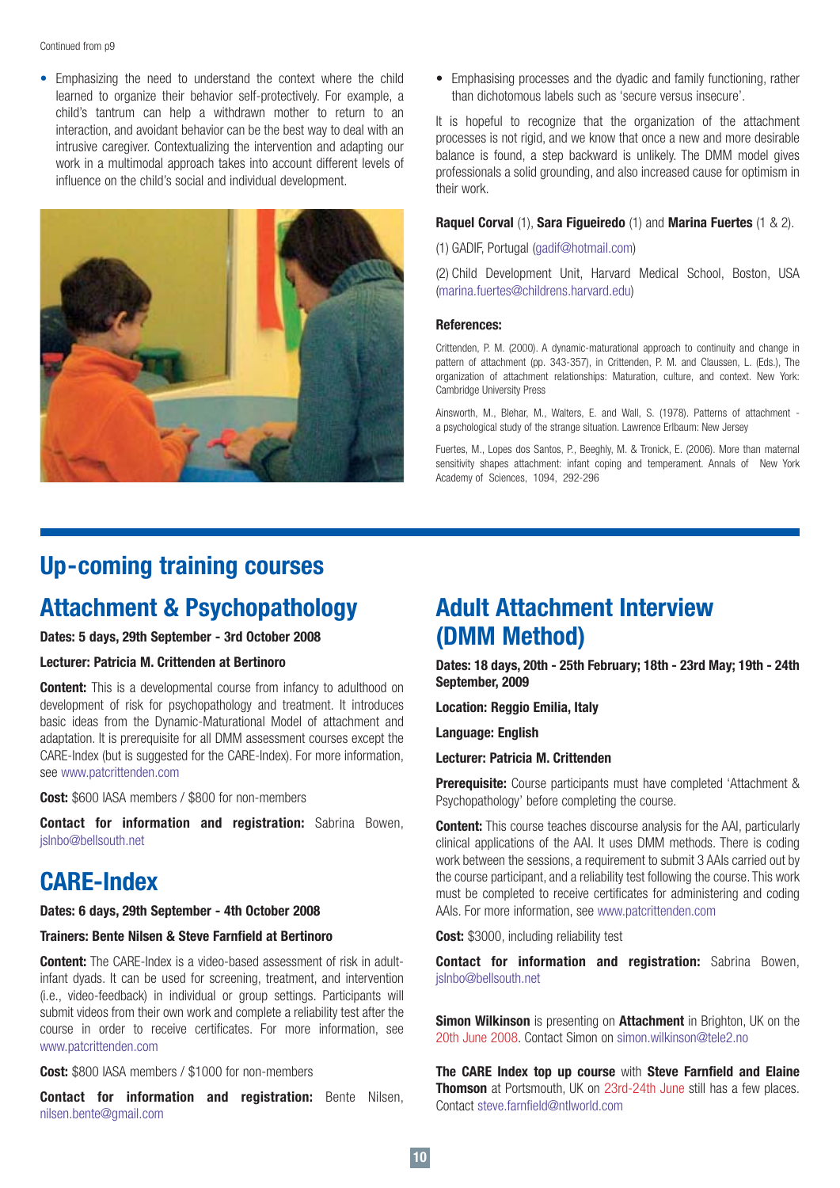Continued from p9

- Emphasizing the need to understand the context where the child learned to organize their behavior self-protectively. For example, a child's tantrum can help a withdrawn mother to return to an interaction, and avoidant behavior can be the best way to deal with an intrusive caregiver. Contextualizing the intervention and adapting our work in a multimodal approach takes into account different levels of influence on the child's social and individual development.
- Emphasising processes and the dyadic and family functioning, rather than dichotomous labels such as 'secure versus insecure'.

It is hopeful to recognize that the organization of the attachment processes is not rigid, and we know that once a new and more desirable balance is found, a step backward is unlikely. The DMM model gives professionals a solid grounding, and also increased cause for optimism in their work.

**Raquel Corval** (1), **Sara Figueiredo** (1) and **Marina Fuertes** (1 & 2).

(1) GADIF, Portugal (gadif@hotmail.com)

(2) Child Development Unit, Harvard Medical School, Boston, USA (marina.fuertes@childrens.harvard.edu)

**References:**

Crittenden, P. M. (2000). A dynamic-maturational approach to continuity and change in pattern of attachment (pp. 343-357), in Crittenden, P. M. and Claussen, L. (Eds.), The organization of attachment relationships: Maturation, culture, and context. New York: Cambridge University Press

Ainsworth, M., Blehar, M., Walters, E. and Wall, S. (1978). Patterns of attachment - a psychological study of the strange situation. Lawrence Erlbaum: New Jersey

Fuertes, M., Lopes dos Santos, P., Beeghly, M. & Tronick, E. (2006). More than maternal sensitivity shapes attachment: infant coping and temperament. Annals of New York Academy of Sciences, 1094, 292-296

# Up-coming training courses

## Attachment & Psychopathology

**Dates: 5 days, 29th September - 3rd October 2008**

**Lecturer: Patricia M. Crittenden at Bertinoro**

**Content:** This is a developmental course from infancy to adulthood on development of risk for psychopathology and treatment. It introduces basic ideas from the Dynamic-Maturational Model of attachment and adaptation. It is prerequisite for all DMM assessment courses except the CARE-Index (but is suggested for the CARE-Index). For more information, see www.patcrittenden.com

**Cost:** $600 IASA members / $800 for non-members

**Contact for information and registration:** Sabrina Bowen, jslnbo@bellsouth.net

## CARE-Index

**Dates: 6 days, 29th September - 4th October 2008**

**Trainers: Bente Nilsen & Steve Farnfield at Bertinoro**

**Content:** The CARE-Index is a video-based assessment of risk in adult-infant dyads. It can be used for screening, treatment, and intervention (i.e., video-feedback) in individual or group settings. Participants will submit videos from their own work and complete a reliability test after the course in order to receive certificates. For more information, see www.patcrittenden.com

**Cost:** $800 IASA members / $1000 for non-members

**Contact for information and registration:** Bente Nilsen, nilsen.bente@gmail.com

## Adult Attachment Interview (DMM Method)

**Dates: 18 days, 20th - 25th February; 18th - 23rd May; 19th - 24th September, 2009**

**Location: Reggio Emilia, Italy**

**Language: English**

**Lecturer: Patricia M. Crittenden**

**Prerequisite:** Course participants must have completed 'Attachment & Psychopathology' before completing the course.

**Content:** This course teaches discourse analysis for the AAI, particularly clinical applications of the AAI. It uses DMM methods. There is coding work between the sessions, a requirement to submit 3 AAIs carried out by the course participant, and a reliability test following the course. This work must be completed to receive certificates for administering and coding AAIs. For more information, see www.patcrittenden.com

**Cost:** $3000, including reliability test

**Contact for information and registration:** Sabrina Bowen, jslnbo@bellsouth.net

**Simon Wilkinson** is presenting on **Attachment** in Brighton, UK on the 20th June 2008. Contact Simon on simon.wilkinson@tele2.no

**The CARE Index top up course** with **Steve Farnfield and Elaine Thomson** at Portsmouth, UK on 23rd-24th June still has a few places. Contact steve.farnfield@ntlworld.com